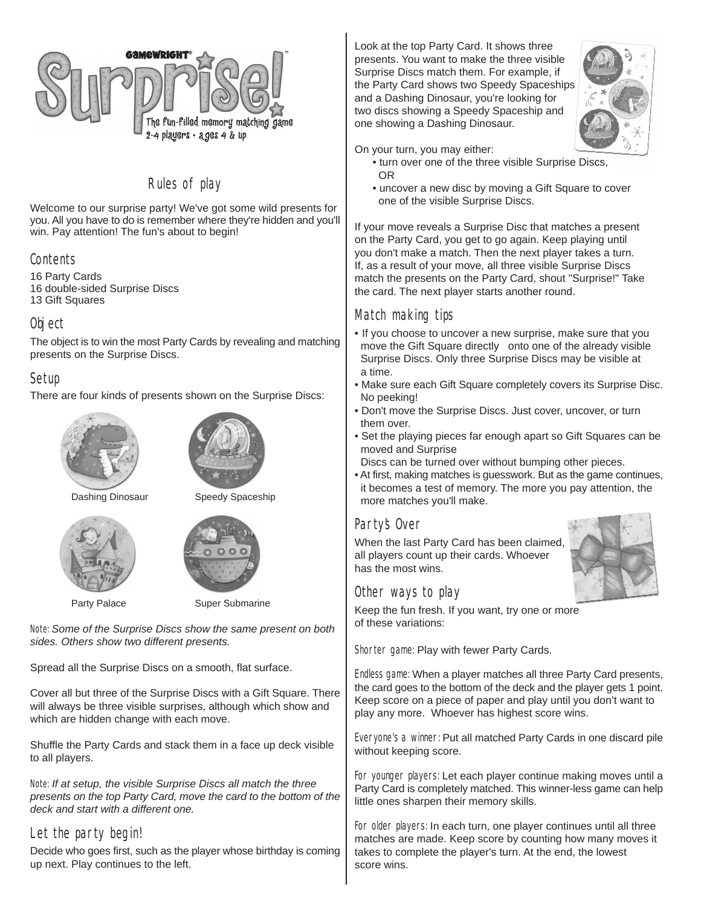# Surprise!™

GAMEWRIGHT®

The fun-filled memory matching game
2-4 players • ages 4 & up

## Rules of play

Welcome to our surprise party! We've got some wild presents for you. All you have to do is remember where they're hidden and you'll win. Pay attention! The fun's about to begin!

### Contents

16 Party Cards
16 double-sided Surprise Discs
13 Gift Squares

### Object

The object is to win the most Party Cards by revealing and matching presents on the Surprise Discs.

### Setup

There are four kinds of presents shown on the Surprise Discs:

Dashing Dinosaur

Speedy Spaceship

Party Palace

Super Submarine

Note: *Some of the Surprise Discs show the same present on both sides. Others show two different presents.*

Spread all the Surprise Discs on a smooth, flat surface.

Cover all but three of the Surprise Discs with a Gift Square. There will always be three visible surprises, although which show and which are hidden change with each move.

Shuffle the Party Cards and stack them in a face up deck visible to all players.

Note: *If at setup, the visible Surprise Discs all match the three presents on the top Party Card, move the card to the bottom of the deck and start with a different one.*

### Let the party begin!

Decide who goes first, such as the player whose birthday is coming up next. Play continues to the left.

Look at the top Party Card. It shows three presents. You want to make the three visible Surprise Discs match them. For example, if the Party Card shows two Speedy Spaceships and a Dashing Dinosaur, you're looking for two discs showing a Speedy Spaceship and one showing a Dashing Dinosaur.

On your turn, you may either:

- turn over one of the three visible Surprise Discs, OR
- uncover a new disc by moving a Gift Square to cover one of the visible Surprise Discs.

If your move reveals a Surprise Disc that matches a present on the Party Card, you get to go again. Keep playing until you don't make a match. Then the next player takes a turn. If, as a result of your move, all three visible Surprise Discs match the presents on the Party Card, shout "Surprise!" Take the card. The next player starts another round.

### Match making tips

- If you choose to uncover a new surprise, make sure that you move the Gift Square directly onto one of the already visible Surprise Discs. Only three Surprise Discs may be visible at a time.
- Make sure each Gift Square completely covers its Surprise Disc. No peeking!
- Don't move the Surprise Discs. Just cover, uncover, or turn them over.
- Set the playing pieces far enough apart so Gift Squares can be moved and Surprise Discs can be turned over without bumping other pieces.
- At first, making matches is guesswork. But as the game continues, it becomes a test of memory. The more you pay attention, the more matches you'll make.

### Party's Over

When the last Party Card has been claimed, all players count up their cards. Whoever has the most wins.

### Other ways to play

Keep the fun fresh. If you want, try one or more of these variations:

Shorter game: Play with fewer Party Cards.

Endless game: When a player matches all three Party Card presents, the card goes to the bottom of the deck and the player gets 1 point. Keep score on a piece of paper and play until you don't want to play any more. Whoever has highest score wins.

Everyone's a winner: Put all matched Party Cards in one discard pile without keeping score.

For younger players: Let each player continue making moves until a Party Card is completely matched. This winner-less game can help little ones sharpen their memory skills.

For older players: In each turn, one player continues until all three matches are made. Keep score by counting how many moves it takes to complete the player's turn. At the end, the lowest score wins.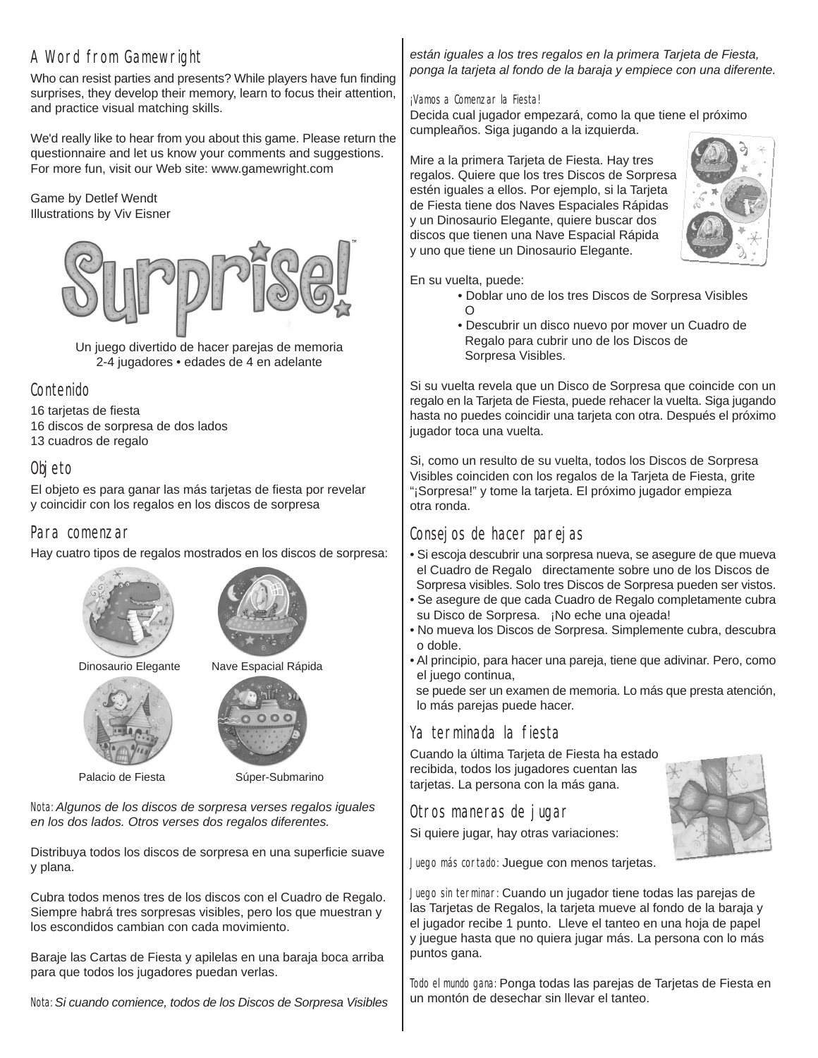## A Word from Gamewright

Who can resist parties and presents? While players have fun finding surprises, they develop their memory, learn to focus their attention, and practice visual matching skills.

We'd really like to hear from you about this game. Please return the questionnaire and let us know your comments and suggestions. For more fun, visit our Web site: www.gamewright.com

Game by Detlef Wendt
Illustrations by Viv Eisner

# Surprise!™

Un juego divertido de hacer parejas de memoria
2-4 jugadores • edades de 4 en adelante

## Contenido

16 tarjetas de fiesta
16 discos de sorpresa de dos lados
13 cuadros de regalo

## Objeto

El objeto es para ganar las más tarjetas de fiesta por revelar y coincidir con los regalos en los discos de sorpresa

## Para comenzar

Hay cuatro tipos de regalos mostrados en los discos de sorpresa:

Dinosaurio Elegante — Nave Espacial Rápida

Palacio de Fiesta — Súper-Submarino

Nota: *Algunos de los discos de sorpresa verses regalos iguales en los dos lados. Otros verses dos regalos diferentes.*

Distribuya todos los discos de sorpresa en una superficie suave y plana.

Cubra todos menos tres de los discos con el Cuadro de Regalo. Siempre habrá tres sorpresas visibles, pero los que muestran y los escondidos cambian con cada movimiento.

Baraje las Cartas de Fiesta y apilelas en una baraja boca arriba para que todos los jugadores puedan verlas.

Nota: *Si cuando comience, todos de los Discos de Sorpresa Visibles están iguales a los tres regalos en la primera Tarjeta de Fiesta, ponga la tarjeta al fondo de la baraja y empiece con una diferente.*

### ¡Vamos a Comenzar la Fiesta!

Decida cual jugador empezará, como la que tiene el próximo cumpleaños. Siga jugando a la izquierda.

Mire a la primera Tarjeta de Fiesta. Hay tres regalos. Quiere que los tres Discos de Sorpresa estén iguales a ellos. Por ejemplo, si la Tarjeta de Fiesta tiene dos Naves Espaciales Rápidas y un Dinosaurio Elegante, quiere buscar dos discos que tienen una Nave Espacial Rápida y uno que tiene un Dinosaurio Elegante.

En su vuelta, puede:

- Doblar uno de los tres Discos de Sorpresa Visibles
  O
- Descubrir un disco nuevo por mover un Cuadro de Regalo para cubrir uno de los Discos de Sorpresa Visibles.

Si su vuelta revela que un Disco de Sorpresa que coincide con un regalo en la Tarjeta de Fiesta, puede rehacer la vuelta. Siga jugando hasta no puedes coincidir una tarjeta con otra. Después el próximo jugador toca una vuelta.

Si, como un resulto de su vuelta, todos los Discos de Sorpresa Visibles coinciden con los regalos de la Tarjeta de Fiesta, grite "¡Sorpresa!" y tome la tarjeta. El próximo jugador empieza otra ronda.

## Consejos de hacer parejas

- Si escoja descubrir una sorpresa nueva, se asegure de que mueva el Cuadro de Regalo directamente sobre uno de los Discos de Sorpresa visibles. Solo tres Discos de Sorpresa pueden ser vistos.
- Se asegure de que cada Cuadro de Regalo completamente cubra su Disco de Sorpresa. ¡No eche una ojeada!
- No mueva los Discos de Sorpresa. Simplemente cubra, descubra o doble.
- Al principio, para hacer una pareja, tiene que adivinar. Pero, como el juego continua, se puede ser un examen de memoria. Lo más que presta atención, lo más parejas puede hacer.

## Ya terminada la fiesta

Cuando la última Tarjeta de Fiesta ha estado recibida, todos los jugadores cuentan las tarjetas. La persona con la más gana.

## Otros maneras de jugar

Si quiere jugar, hay otras variaciones:

Juego más cortado: Juegue con menos tarjetas.

Juego sin terminar: Cuando un jugador tiene todas las parejas de las Tarjetas de Regalos, la tarjeta mueve al fondo de la baraja y el jugador recibe 1 punto. Lleve el tanteo en una hoja de papel y juegue hasta que no quiera jugar más. La persona con lo más puntos gana.

Todo el mundo gana: Ponga todas las parejas de Tarjetas de Fiesta en un montón de desechar sin llevar el tanteo.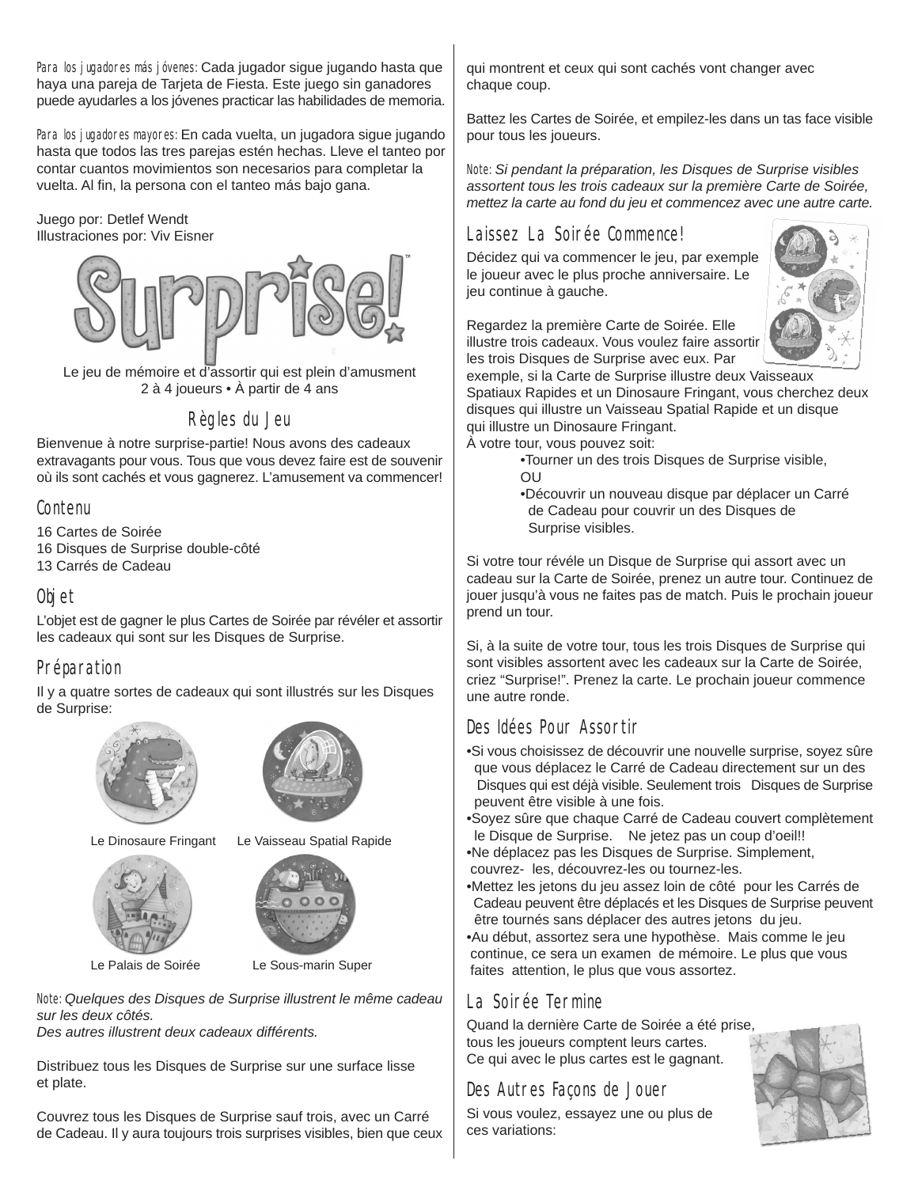*Para los jugadores más jóvenes:* Cada jugador sigue jugando hasta que haya una pareja de Tarjeta de Fiesta. Este juego sin ganadores puede ayudarles a los jóvenes practicar las habilidades de memoria.

*Para los jugadores mayores:* En cada vuelta, un jugadora sigue jugando hasta que todos las tres parejas estén hechas. Lleve el tanteo por contar cuantos movimientos son necesarios para completar la vuelta. Al fin, la persona con el tanteo más bajo gana.

Juego por: Detlef Wendt
Illustraciones por: Viv Eisner

# Surprise!™

Le jeu de mémoire et d'assortir qui est plein d'amusment
2 à 4 joueurs • À partir de 4 ans

## Règles du Jeu

Bienvenue à notre surprise-partie! Nous avons des cadeaux extravagants pour vous. Tous que vous devez faire est de souvenir où ils sont cachés et vous gagnerez. L'amusement va commencer!

### Contenu

16 Cartes de Soirée
16 Disques de Surprise double-côté
13 Carrés de Cadeau

### Objet

L'objet est de gagner le plus Cartes de Soirée par révéler et assortir les cadeaux qui sont sur les Disques de Surprise.

### Préparation

Il y a quatre sortes de cadeaux qui sont illustrés sur les Disques de Surprise:

Le Dinosaure Fringant — Le Vaisseau Spatial Rapide

Le Palais de Soirée — Le Sous-marin Super

*Note: Quelques des Disques de Surprise illustrent le même cadeau sur les deux côtés.*
*Des autres illustrent deux cadeaux différents.*

Distribuez tous les Disques de Surprise sur une surface lisse et plate.

Couvrez tous les Disques de Surprise sauf trois, avec un Carré de Cadeau. Il y aura toujours trois surprises visibles, bien que ceux qui montrent et ceux qui sont cachés vont changer avec chaque coup.

Battez les Cartes de Soirée, et empilez-les dans un tas face visible pour tous les joueurs.

*Note: Si pendant la préparation, les Disques de Surprise visibles assortent tous les trois cadeaux sur la première Carte de Soirée, mettez la carte au fond du jeu et commencez avec une autre carte.*

### Laissez La Soirée Commence!

Décidez qui va commencer le jeu, par exemple le joueur avec le plus proche anniversaire. Le jeu continue à gauche.

Regardez la première Carte de Soirée. Elle illustre trois cadeaux. Vous voulez faire assortir les trois Disques de Surprise avec eux. Par exemple, si la Carte de Surprise illustre deux Vaisseaux Spatiaux Rapides et un Dinosaure Fringant, vous cherchez deux disques qui illustre un Vaisseau Spatial Rapide et un disque qui illustre un Dinosaure Fringant.
À votre tour, vous pouvez soit:

- Tourner un des trois Disques de Surprise visible,
  OU
- Découvrir un nouveau disque par déplacer un Carré de Cadeau pour couvrir un des Disques de Surprise visibles.

Si votre tour révéle un Disque de Surprise qui assort avec un cadeau sur la Carte de Soirée, prenez un autre tour. Continuez de jouer jusqu'à vous ne faites pas de match. Puis le prochain joueur prend un tour.

Si, à la suite de votre tour, tous les trois Disques de Surprise qui sont visibles assortent avec les cadeaux sur la Carte de Soirée, criez "Surprise!". Prenez la carte. Le prochain joueur commence une autre ronde.

### Des Idées Pour Assortir

- Si vous choisissez de découvrir une nouvelle surprise, soyez sûre que vous déplacez le Carré de Cadeau directement sur un des Disques qui est déjà visible. Seulement trois Disques de Surprise peuvent être visible à une fois.
- Soyez sûre que chaque Carré de Cadeau couvert complètement le Disque de Surprise. Ne jetez pas un coup d'oeil!!
- Ne déplacez pas les Disques de Surprise. Simplement, couvrez- les, découvrez-les ou tournez-les.
- Mettez les jetons du jeu assez loin de côté pour les Carrés de Cadeau peuvent être déplacés et les Disques de Surprise peuvent être tournés sans déplacer des autres jetons du jeu.
- Au début, assortez sera une hypothèse. Mais comme le jeu continue, ce sera un examen de mémoire. Le plus que vous faites attention, le plus que vous assortez.

### La Soirée Termine

Quand la dernière Carte de Soirée a été prise, tous les joueurs comptent leurs cartes.
Ce qui avec le plus cartes est le gagnant.

### Des Autres Façons de Jouer

Si vous voulez, essayez une ou plus de ces variations: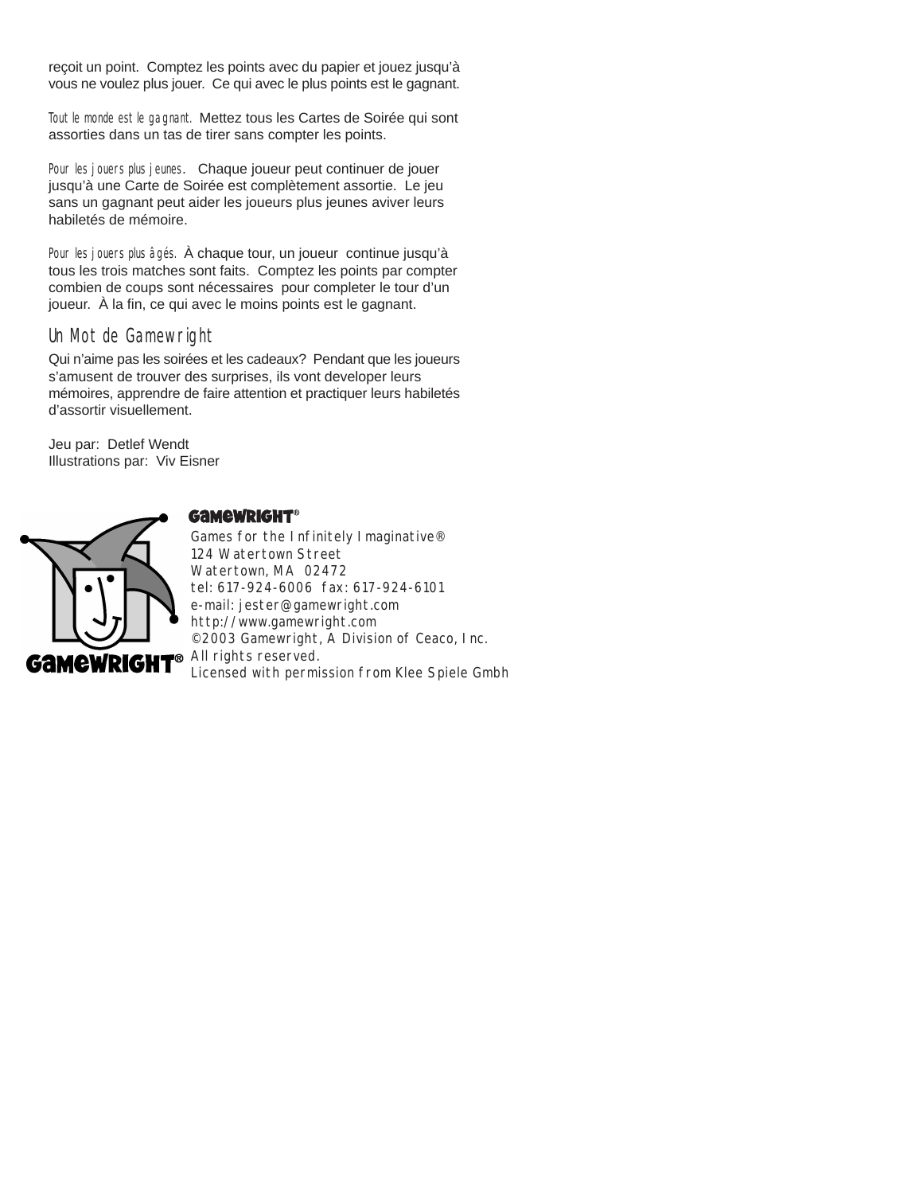reçoit un point.  Comptez les points avec du papier et jouez jusqu'à vous ne voulez plus jouer.  Ce qui avec le plus points est le gagnant.

*Tout le monde est le gagnant.* Mettez tous les Cartes de Soirée qui sont assorties dans un tas de tirer sans compter les points.

*Pour les jouers plus jeunes.* Chaque joueur peut continuer de jouer jusqu'à une Carte de Soirée est complètement assortie.  Le jeu sans un gagnant peut aider les joueurs plus jeunes aviver leurs habiletés de mémoire.

*Pour les jouers plus âgés.* À chaque tour, un joueur continue jusqu'à tous les trois matches sont faits.  Comptez les points par compter combien de coups sont nécessaires pour completer le tour d'un joueur.  À la fin, ce qui avec le moins points est le gagnant.

## Un Mot de Gamewright

Qui n'aime pas les soirées et les cadeaux?  Pendant que les joueurs s'amusent de trouver des surprises, ils vont developer leurs mémoires, apprendre de faire attention et practiquer leurs habiletés d'assortir visuellement.

Jeu par:  Detlef Wendt
Illustrations par:  Viv Eisner

GAMEWRIGHT®

**GAMEWRIGHT®**
Games for the Infinitely Imaginative®
124 Watertown Street
Watertown, MA  02472
tel: 617-924-6006  fax: 617-924-6101
e-mail: jester@gamewright.com
http://www.gamewright.com
©2003 Gamewright, A Division of Ceaco, Inc.
All rights reserved.
Licensed with permission from Klee Spiele Gmbh